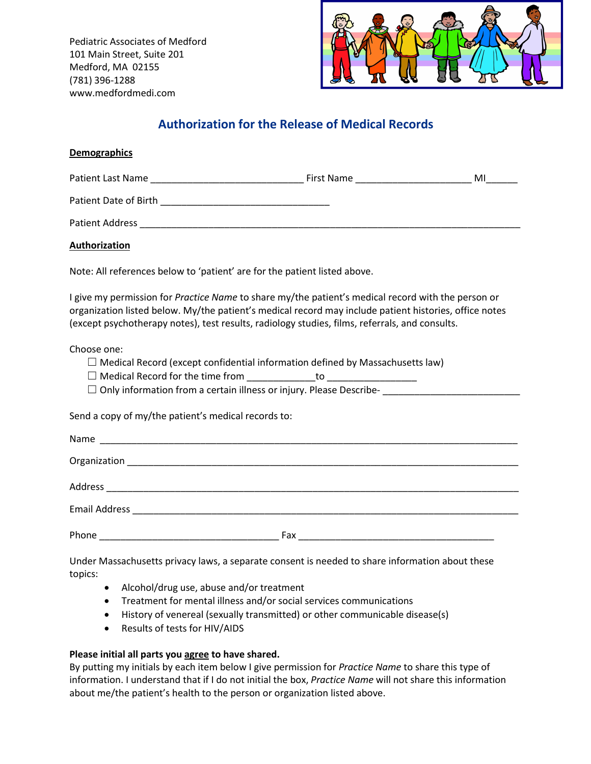Pediatric Associates of Medford
101 Main Street, Suite 201
Medford, MA 02155
(781) 396-1288
www.medfordmedi.com

## Authorization for the Release of Medical Records

**Demographics**

Patient Last Name _____________________________ First Name ______________________ MI______

Patient Date of Birth ________________________________

Patient Address __________________________________________________________________________

**Authorization**

Note: All references below to 'patient' are for the patient listed above.

I give my permission for *Practice Name* to share my/the patient's medical record with the person or organization listed below. My/the patient's medical record may include patient histories, office notes (except psychotherapy notes), test results, radiology studies, films, referrals, and consults.

Choose one:

- ☐ Medical Record (except confidential information defined by Massachusetts law)
- ☐ Medical Record for the time from _____________to _________________
- ☐ Only information from a certain illness or injury. Please Describe- __________________________

Send a copy of my/the patient's medical records to:

Name ________________________________________________________________________________

Organization __________________________________________________________________________

Address ______________________________________________________________________________

Email Address _________________________________________________________________________

Phone __________________________________ Fax _____________________________________

Under Massachusetts privacy laws, a separate consent is needed to share information about these topics:

- Alcohol/drug use, abuse and/or treatment
- Treatment for mental illness and/or social services communications
- History of venereal (sexually transmitted) or other communicable disease(s)
- Results of tests for HIV/AIDS

**Please initial all parts you agree to have shared.**
By putting my initials by each item below I give permission for *Practice Name* to share this type of information. I understand that if I do not initial the box, *Practice Name* will not share this information about me/the patient's health to the person or organization listed above.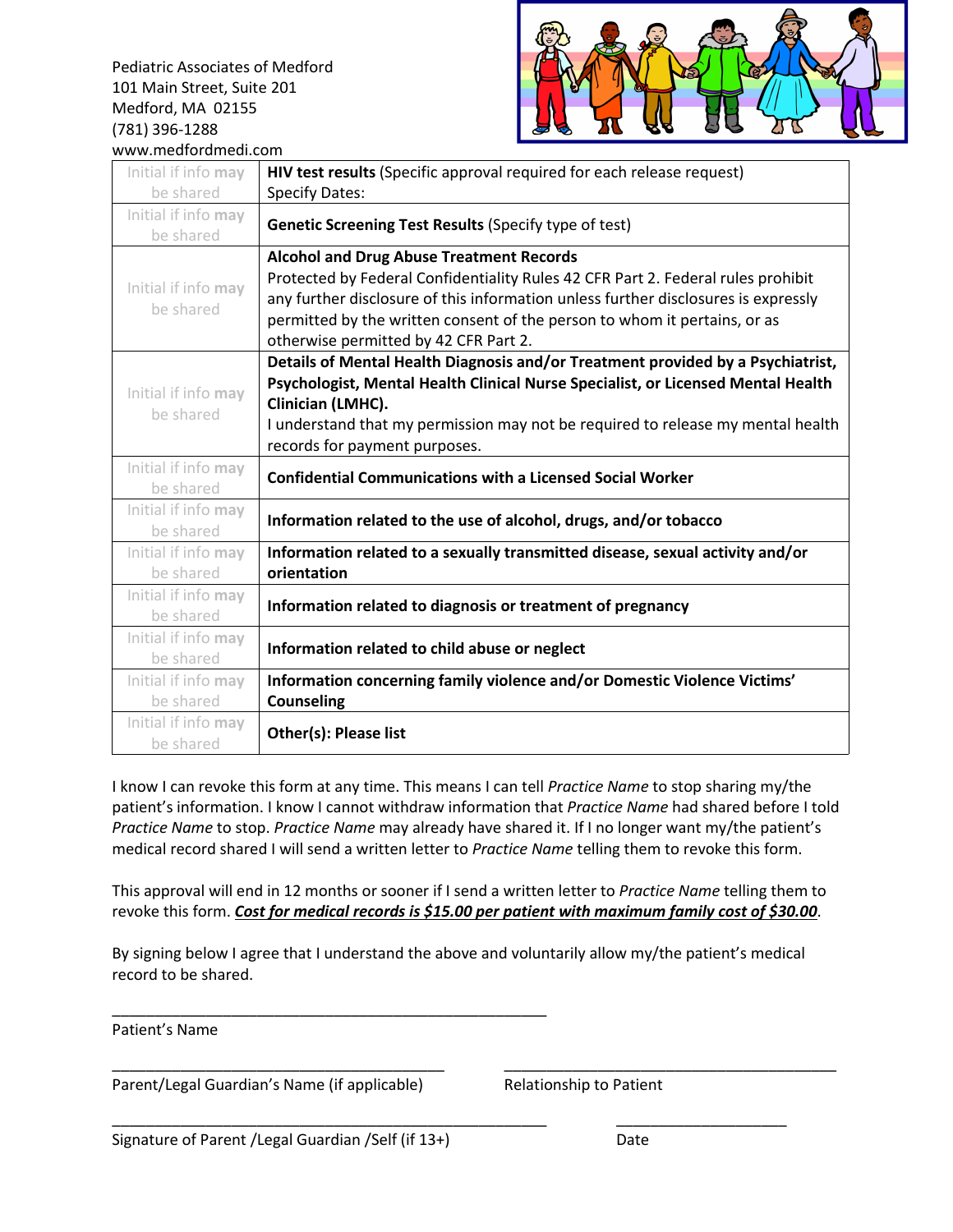Pediatric Associates of Medford
101 Main Street, Suite 201
Medford, MA 02155
(781) 396-1288
www.medfordmedi.com

| | |
|---|---|
| Initial if info **may** be shared | **HIV test results** (Specific approval required for each release request) Specify Dates: |
| Initial if info **may** be shared | **Genetic Screening Test Results** (Specify type of test) |
| Initial if info **may** be shared | **Alcohol and Drug Abuse Treatment Records** Protected by Federal Confidentiality Rules 42 CFR Part 2. Federal rules prohibit any further disclosure of this information unless further disclosures is expressly permitted by the written consent of the person to whom it pertains, or as otherwise permitted by 42 CFR Part 2. |
| Initial if info **may** be shared | **Details of Mental Health Diagnosis and/or Treatment provided by a Psychiatrist, Psychologist, Mental Health Clinical Nurse Specialist, or Licensed Mental Health Clinician (LMHC).** I understand that my permission may not be required to release my mental health records for payment purposes. |
| Initial if info **may** be shared | **Confidential Communications with a Licensed Social Worker** |
| Initial if info **may** be shared | **Information related to the use of alcohol, drugs, and/or tobacco** |
| Initial if info **may** be shared | **Information related to a sexually transmitted disease, sexual activity and/or orientation** |
| Initial if info **may** be shared | **Information related to diagnosis or treatment of pregnancy** |
| Initial if info **may** be shared | **Information related to child abuse or neglect** |
| Initial if info **may** be shared | **Information concerning family violence and/or Domestic Violence Victims' Counseling** |
| Initial if info **may** be shared | **Other(s): Please list** |

I know I can revoke this form at any time. This means I can tell *Practice Name* to stop sharing my/the patient's information. I know I cannot withdraw information that *Practice Name* had shared before I told *Practice Name* to stop. *Practice Name* may already have shared it. If I no longer want my/the patient's medical record shared I will send a written letter to *Practice Name* telling them to revoke this form.

This approval will end in 12 months or sooner if I send a written letter to *Practice Name* telling them to revoke this form. ***Cost for medical records is $15.00 per patient with maximum family cost of $30.00***.

By signing below I agree that I understand the above and voluntarily allow my/the patient's medical record to be shared.

_____________________________________________________
Patient's Name

_________________________________________ _________________________________________
Parent/Legal Guardian's Name (if applicable) Relationship to Patient

_____________________________________________________ _____________________
Signature of Parent /Legal Guardian /Self (if 13+) Date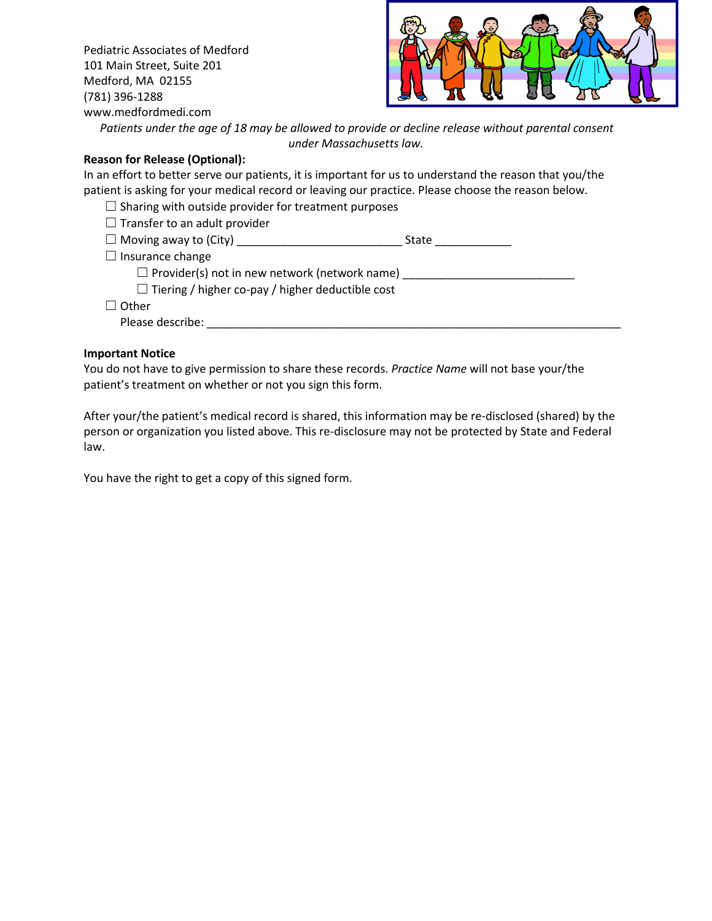Pediatric Associates of Medford
101 Main Street, Suite 201
Medford, MA 02155
(781) 396-1288
www.medfordmedi.com

*Patients under the age of 18 may be allowed to provide or decline release without parental consent under Massachusetts law.*

**Reason for Release (Optional):**

In an effort to better serve our patients, it is important for us to understand the reason that you/the patient is asking for your medical record or leaving our practice. Please choose the reason below.

- ☐ Sharing with outside provider for treatment purposes
- ☐ Transfer to an adult provider
- ☐ Moving away to (City) ___________________________ State ____________
- ☐ Insurance change
  - ☐ Provider(s) not in new network (network name) ____________________________
  - ☐ Tiering / higher co-pay / higher deductible cost
- ☐ Other
  Please describe: ____________________________________________________________________

**Important Notice**

You do not have to give permission to share these records. *Practice Name* will not base your/the patient's treatment on whether or not you sign this form.

After your/the patient's medical record is shared, this information may be re-disclosed (shared) by the person or organization you listed above. This re-disclosure may not be protected by State and Federal law.

You have the right to get a copy of this signed form.